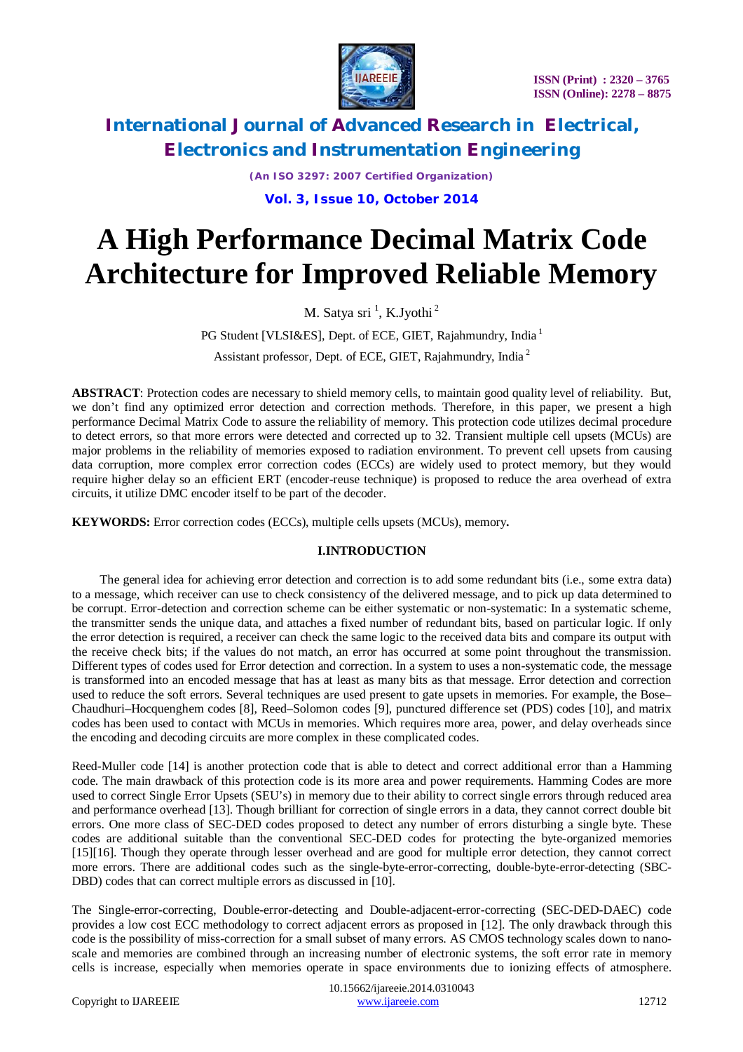# A High Performance Decimal Matrix Code Architecture for Improved Reliable Memory

M. Satya sri [1], K.Jyothi [2]

PG Student [VLSI&ES], Dept. of ECE, GIET, Rajahmundry, India [1]

Assistant professor, Dept. of ECE, GIET, Rajahmundry, India [2]

**ABSTRACT**: Protection codes are necessary to shield memory cells, to maintain good quality level of reliability. But, we don't find any optimized error detection and correction methods. Therefore, in this paper, we present a high performance Decimal Matrix Code to assure the reliability of memory. This protection code utilizes decimal procedure to detect errors, so that more errors were detected and corrected up to 32. Transient multiple cell upsets (MCUs) are major problems in the reliability of memories exposed to radiation environment. To prevent cell upsets from causing data corruption, more complex error correction codes (ECCs) are widely used to protect memory, but they would require higher delay so an efficient ERT (encoder-reuse technique) is proposed to reduce the area overhead of extra circuits, it utilize DMC encoder itself to be part of the decoder.

**KEYWORDS:** Error correction codes (ECCs), multiple cells upsets (MCUs), memory**.**

## I.INTRODUCTION

The general idea for achieving error detection and correction is to add some redundant bits (i.e., some extra data) to a message, which receiver can use to check consistency of the delivered message, and to pick up data determined to be corrupt. Error-detection and correction scheme can be either systematic or non-systematic: In a systematic scheme, the transmitter sends the unique data, and attaches a fixed number of redundant bits, based on particular logic. If only the error detection is required, a receiver can check the same logic to the received data bits and compare its output with the receive check bits; if the values do not match, an error has occurred at some point throughout the transmission. Different types of codes used for Error detection and correction. In a system to uses a non-systematic code, the message is transformed into an encoded message that has at least as many bits as that message. Error detection and correction used to reduce the soft errors. Several techniques are used present to gate upsets in memories. For example, the Bose–Chaudhuri–Hocquenghem codes [8], Reed–Solomon codes [9], punctured difference set (PDS) codes [10], and matrix codes has been used to contact with MCUs in memories. Which requires more area, power, and delay overheads since the encoding and decoding circuits are more complex in these complicated codes.

Reed-Muller code [14] is another protection code that is able to detect and correct additional error than a Hamming code. The main drawback of this protection code is its more area and power requirements. Hamming Codes are more used to correct Single Error Upsets (SEU's) in memory due to their ability to correct single errors through reduced area and performance overhead [13]. Though brilliant for correction of single errors in a data, they cannot correct double bit errors. One more class of SEC-DED codes proposed to detect any number of errors disturbing a single byte. These codes are additional suitable than the conventional SEC-DED codes for protecting the byte-organized memories [15][16]. Though they operate through lesser overhead and are good for multiple error detection, they cannot correct more errors. There are additional codes such as the single-byte-error-correcting, double-byte-error-detecting (SBC-DBD) codes that can correct multiple errors as discussed in [10].

The Single-error-correcting, Double-error-detecting and Double-adjacent-error-correcting (SEC-DED-DAEC) code provides a low cost ECC methodology to correct adjacent errors as proposed in [12]. The only drawback through this code is the possibility of miss-correction for a small subset of many errors. AS CMOS technology scales down to nano-scale and memories are combined through an increasing number of electronic systems, the soft error rate in memory cells is increase, especially when memories operate in space environments due to ionizing effects of atmosphere.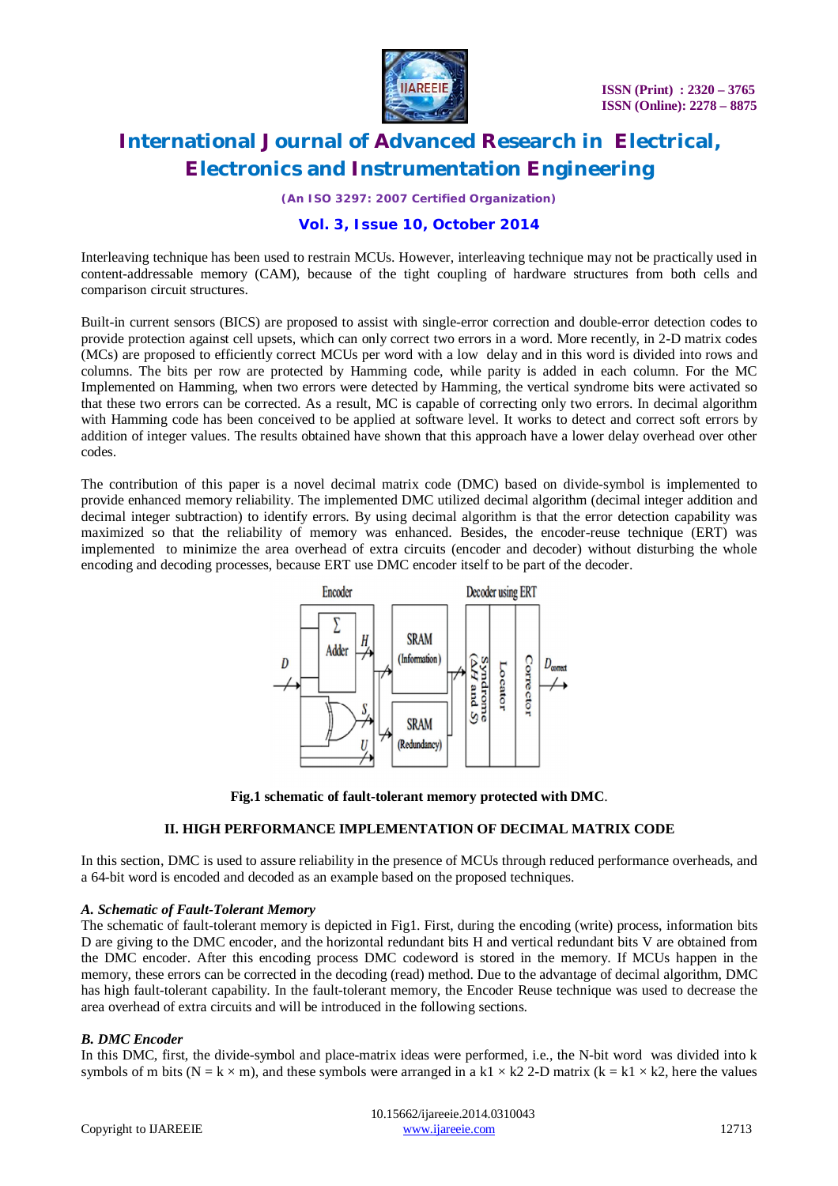Interleaving technique has been used to restrain MCUs. However, interleaving technique may not be practically used in content-addressable memory (CAM), because of the tight coupling of hardware structures from both cells and comparison circuit structures.

Built-in current sensors (BICS) are proposed to assist with single-error correction and double-error detection codes to provide protection against cell upsets, which can only correct two errors in a word. More recently, in 2-D matrix codes (MCs) are proposed to efficiently correct MCUs per word with a low delay and in this word is divided into rows and columns. The bits per row are protected by Hamming code, while parity is added in each column. For the MC Implemented on Hamming, when two errors were detected by Hamming, the vertical syndrome bits were activated so that these two errors can be corrected. As a result, MC is capable of correcting only two errors. In decimal algorithm with Hamming code has been conceived to be applied at software level. It works to detect and correct soft errors by addition of integer values. The results obtained have shown that this approach have a lower delay overhead over other codes.

The contribution of this paper is a novel decimal matrix code (DMC) based on divide-symbol is implemented to provide enhanced memory reliability. The implemented DMC utilized decimal algorithm (decimal integer addition and decimal integer subtraction) to identify errors. By using decimal algorithm is that the error detection capability was maximized so that the reliability of memory was enhanced. Besides, the encoder-reuse technique (ERT) was implemented to minimize the area overhead of extra circuits (encoder and decoder) without disturbing the whole encoding and decoding processes, because ERT use DMC encoder itself to be part of the decoder.

**Fig.1 schematic of fault-tolerant memory protected with DMC**.

## II. HIGH PERFORMANCE IMPLEMENTATION OF DECIMAL MATRIX CODE

In this section, DMC is used to assure reliability in the presence of MCUs through reduced performance overheads, and a 64-bit word is encoded and decoded as an example based on the proposed techniques.

### *A. Schematic of Fault-Tolerant Memory*

The schematic of fault-tolerant memory is depicted in Fig1. First, during the encoding (write) process, information bits D are giving to the DMC encoder, and the horizontal redundant bits H and vertical redundant bits V are obtained from the DMC encoder. After this encoding process DMC codeword is stored in the memory. If MCUs happen in the memory, these errors can be corrected in the decoding (read) method. Due to the advantage of decimal algorithm, DMC has high fault-tolerant capability. In the fault-tolerant memory, the Encoder Reuse technique was used to decrease the area overhead of extra circuits and will be introduced in the following sections.

### *B. DMC Encoder*

In this DMC, first, the divide-symbol and place-matrix ideas were performed, i.e., the N-bit word was divided into k symbols of m bits ($N = k \times m$), and these symbols were arranged in a $k1 \times k2$ 2-D matrix ($k = k1 \times k2$, here the values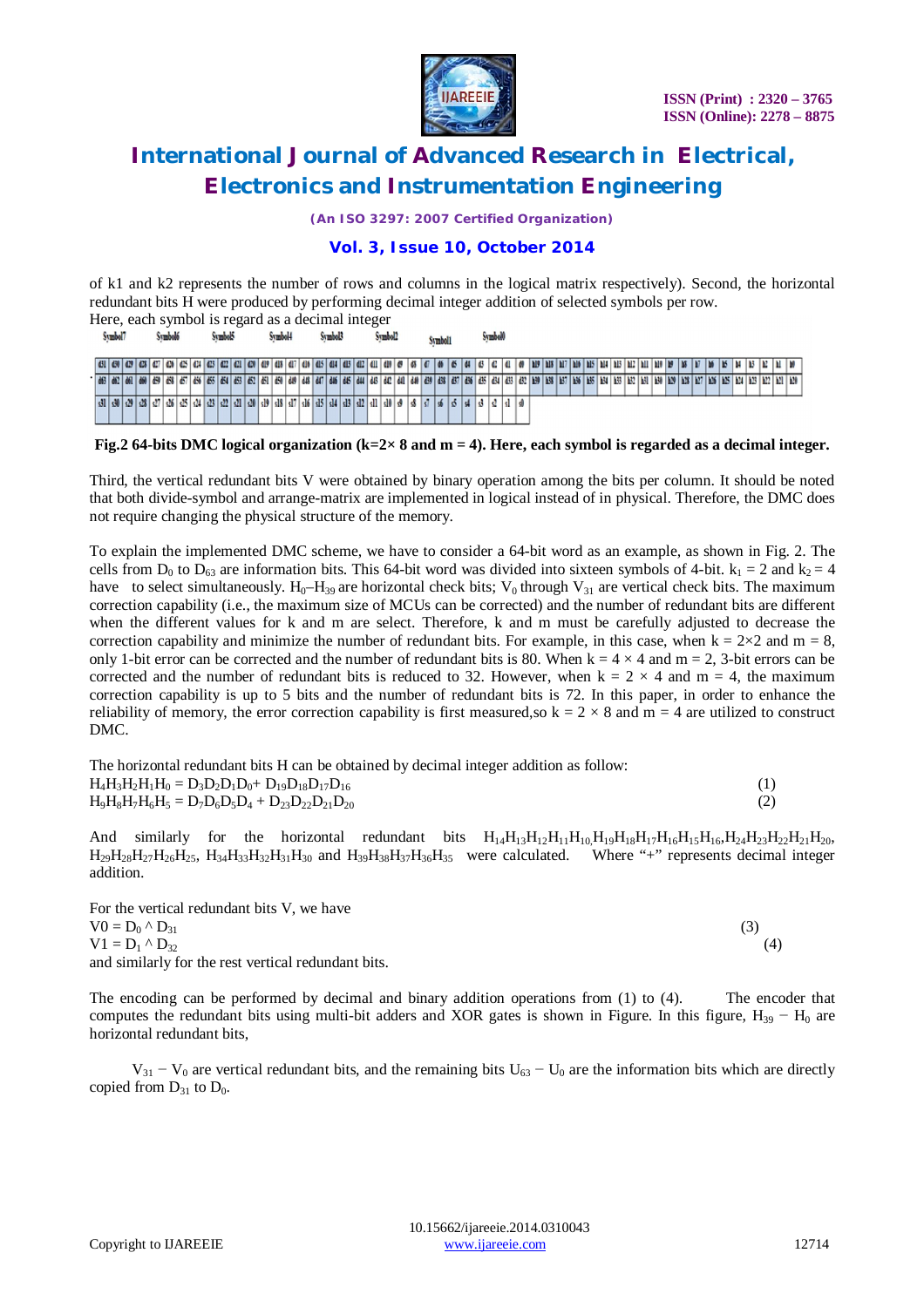of k1 and k2 represents the number of rows and columns in the logical matrix respectively). Second, the horizontal redundant bits H were produced by performing decimal integer addition of selected symbols per row.

Here, each symbol is regard as a decimal integer

**Fig.2 64-bits DMC logical organization (k=2× 8 and m = 4). Here, each symbol is regarded as a decimal integer.**

Third, the vertical redundant bits V were obtained by binary operation among the bits per column. It should be noted that both divide-symbol and arrange-matrix are implemented in logical instead of in physical. Therefore, the DMC does not require changing the physical structure of the memory.

To explain the implemented DMC scheme, we have to consider a 64-bit word as an example, as shown in Fig. 2. The cells from $D_0$ to $D_{63}$ are information bits. This 64-bit word was divided into sixteen symbols of 4-bit. $k_1 = 2$ and $k_2 = 4$ have to select simultaneously. $H_0$–$H_{39}$ are horizontal check bits; $V_0$ through $V_{31}$ are vertical check bits. The maximum correction capability (i.e., the maximum size of MCUs can be corrected) and the number of redundant bits are different when the different values for k and m are select. Therefore, k and m must be carefully adjusted to decrease the correction capability and minimize the number of redundant bits. For example, in this case, when $k = 2{\times}2$ and $m = 8$, only 1-bit error can be corrected and the number of redundant bits is 80. When $k = 4 \times 4$ and $m = 2$, 3-bit errors can be corrected and the number of redundant bits is reduced to 32. However, when $k = 2 \times 4$ and $m = 4$, the maximum correction capability is up to 5 bits and the number of redundant bits is 72. In this paper, in order to enhance the reliability of memory, the error correction capability is first measured,so $k = 2 \times 8$ and $m = 4$ are utilized to construct DMC.

The horizontal redundant bits H can be obtained by decimal integer addition as follow:

$$H_4H_3H_2H_1H_0 = D_3D_2D_1D_0 + D_{19}D_{18}D_{17}D_{16} \quad (1)$$

$$H_9H_8H_7H_6H_5 = D_7D_6D_5D_4 + D_{23}D_{22}D_{21}D_{20} \quad (2)$$

And similarly for the horizontal redundant bits $H_{14}H_{13}H_{12}H_{11}H_{10}$, $H_{19}H_{18}H_{17}H_{16}H_{15}H_{16}$, $H_{24}H_{23}H_{22}H_{21}H_{20}$, $H_{29}H_{28}H_{27}H_{26}H_{25}$, $H_{34}H_{33}H_{32}H_{31}H_{30}$ and $H_{39}H_{38}H_{37}H_{36}H_{35}$ were calculated. Where "+" represents decimal integer addition.

For the vertical redundant bits V, we have

$$V0 = D_0 \wedge D_{31} \quad (3)$$

$$V1 = D_1 \wedge D_{32} \quad (4)$$

and similarly for the rest vertical redundant bits.

The encoding can be performed by decimal and binary addition operations from (1) to (4). The encoder that computes the redundant bits using multi-bit adders and XOR gates is shown in Figure. In this figure, $H_{39} - H_0$ are horizontal redundant bits,

$V_{31} - V_0$ are vertical redundant bits, and the remaining bits $U_{63} - U_0$ are the information bits which are directly copied from $D_{31}$ to $D_0$.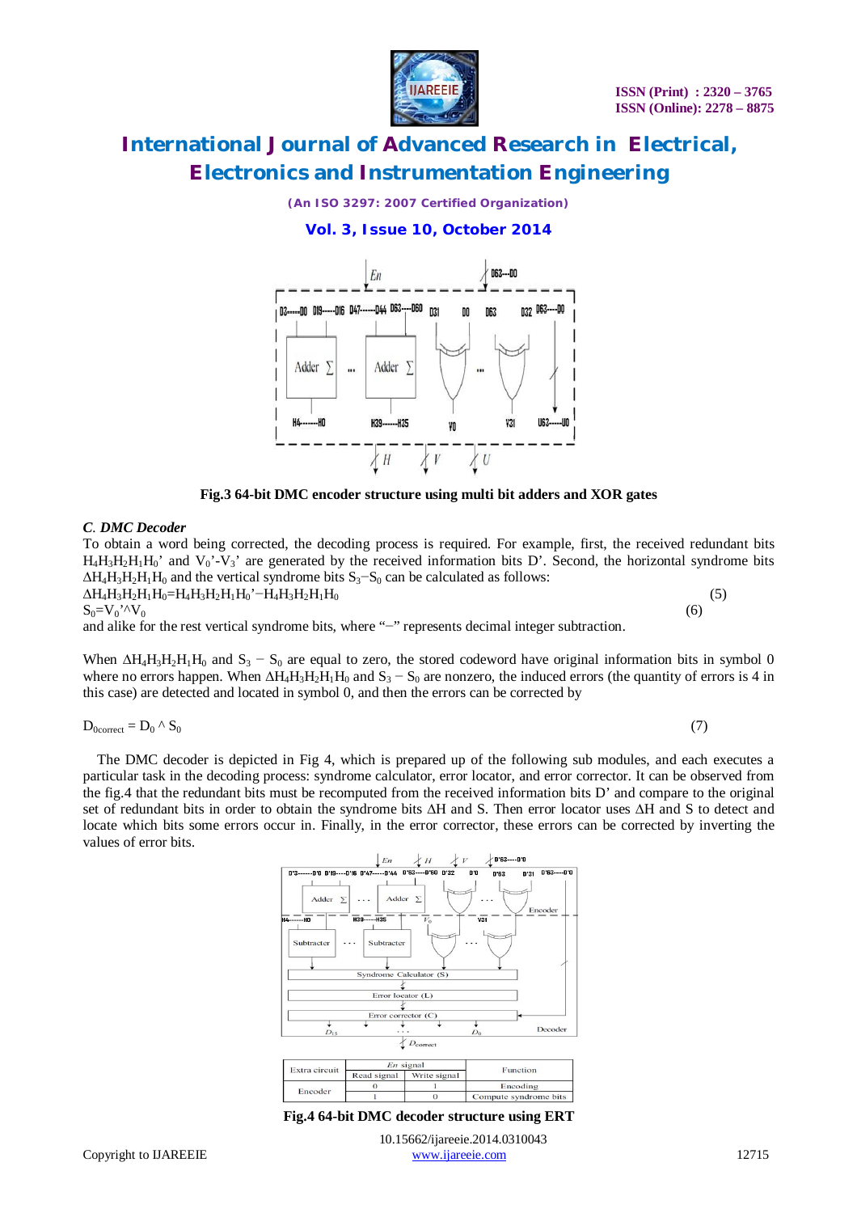Fig.3 64-bit DMC encoder structure using multi bit adders and XOR gates

### *C. DMC Decoder*

To obtain a word being corrected, the decoding process is required. For example, first, the received redundant bits $H_4H_3H_2H_1H_0$' and $V_0$'-$V_3$' are generated by the received information bits D'. Second, the horizontal syndrome bits $\Delta H_4H_3H_2H_1H_0$ and the vertical syndrome bits $S_3$−$S_0$ can be calculated as follows:

$$\Delta H_4H_3H_2H_1H_0 = H_4H_3H_2H_1H_0' - H_4H_3H_2H_1H_0 \quad (5)$$

$$S_0 = V_0' \wedge V_0 \quad (6)$$

and alike for the rest vertical syndrome bits, where "−" represents decimal integer subtraction.

When $\Delta H_4H_3H_2H_1H_0$ and $S_3 - S_0$ are equal to zero, the stored codeword have original information bits in symbol 0 where no errors happen. When $\Delta H_4H_3H_2H_1H_0$ and $S_3 - S_0$ are nonzero, the induced errors (the quantity of errors is 4 in this case) are detected and located in symbol 0, and then the errors can be corrected by

$$D_{0correct} = D_0 \wedge S_0 \quad (7)$$

The DMC decoder is depicted in Fig 4, which is prepared up of the following sub modules, and each executes a particular task in the decoding process: syndrome calculator, error locator, and error corrector. It can be observed from the fig.4 that the redundant bits must be recomputed from the received information bits D' and compare to the original set of redundant bits in order to obtain the syndrome bits ΔH and S. Then error locator uses ΔH and S to detect and locate which bits some errors occur in. Finally, in the error corrector, these errors can be corrected by inverting the values of error bits.

| Extra circuit | *En* signal | | Function |
|---|---|---|---|
| | Read signal | Write signal | |
| Encoder | 0 | 1 | Encoding |
| | 1 | 0 | Compute syndrome bits |

Fig.4 64-bit DMC decoder structure using ERT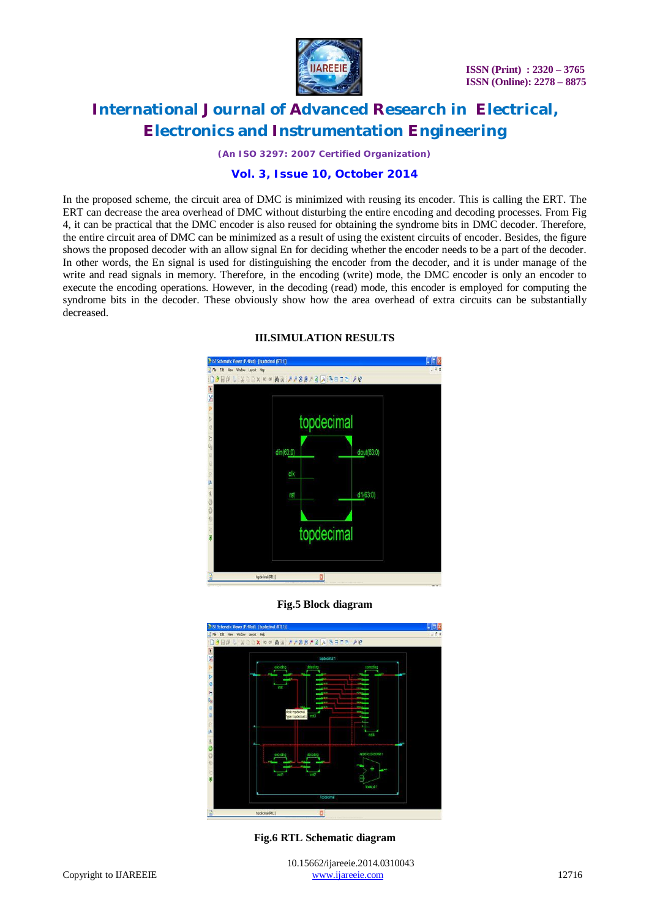In the proposed scheme, the circuit area of DMC is minimized with reusing its encoder. This is calling the ERT. The ERT can decrease the area overhead of DMC without disturbing the entire encoding and decoding processes. From Fig 4, it can be practical that the DMC encoder is also reused for obtaining the syndrome bits in DMC decoder. Therefore, the entire circuit area of DMC can be minimized as a result of using the existent circuits of encoder. Besides, the figure shows the proposed decoder with an allow signal En for deciding whether the encoder needs to be a part of the decoder. In other words, the En signal is used for distinguishing the encoder from the decoder, and it is under manage of the write and read signals in memory. Therefore, in the encoding (write) mode, the DMC encoder is only an encoder to execute the encoding operations. However, in the decoding (read) mode, this encoder is employed for computing the syndrome bits in the decoder. These obviously show how the area overhead of extra circuits can be substantially decreased.

## III.SIMULATION RESULTS

**Fig.5 Block diagram**

**Fig.6 RTL Schematic diagram**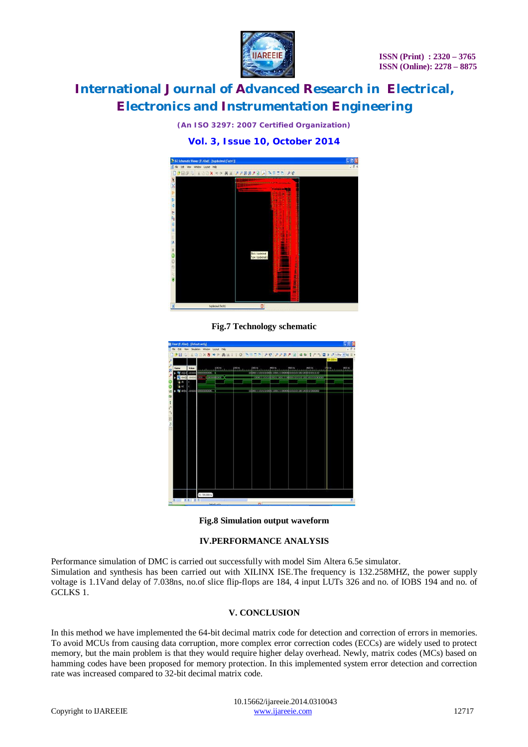Fig.7 Technology schematic

Fig.8 Simulation output waveform

## IV.PERFORMANCE ANALYSIS

Performance simulation of DMC is carried out successfully with model Sim Altera 6.5e simulator.
Simulation and synthesis has been carried out with XILINX ISE.The frequency is 132.258MHZ, the power supply voltage is 1.1Vand delay of 7.038ns, no.of slice flip-flops are 184, 4 input LUTs 326 and no. of IOBS 194 and no. of GCLKS 1.

## V. CONCLUSION

In this method we have implemented the 64-bit decimal matrix code for detection and correction of errors in memories. To avoid MCUs from causing data corruption, more complex error correction codes (ECCs) are widely used to protect memory, but the main problem is that they would require higher delay overhead. Newly, matrix codes (MCs) based on hamming codes have been proposed for memory protection. In this implemented system error detection and correction rate was increased compared to 32-bit decimal matrix code.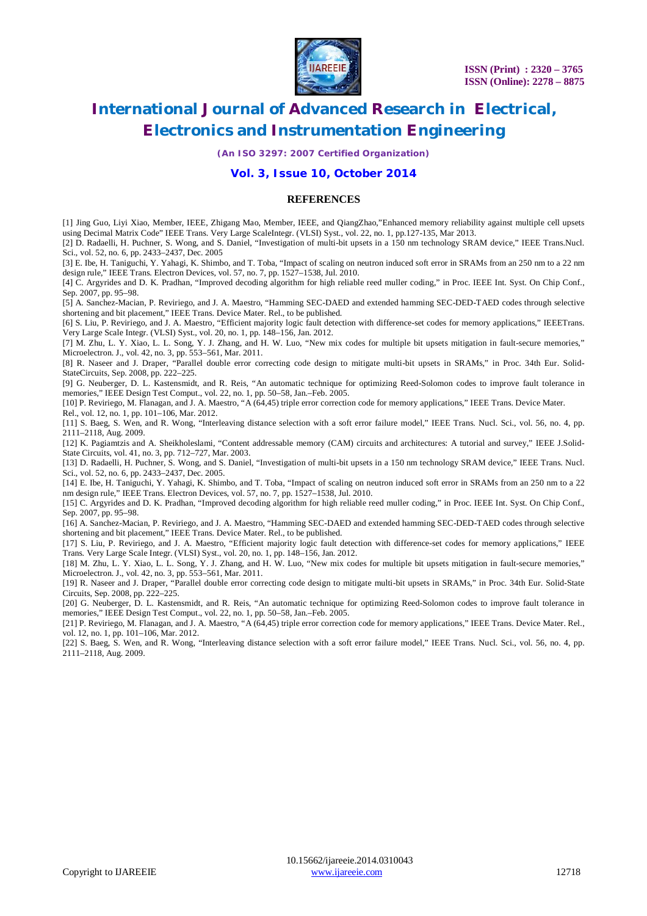## REFERENCES

[1] Jing Guo, Liyi Xiao, Member, IEEE, Zhigang Mao, Member, IEEE, and QiangZhao,"Enhanced memory reliability against multiple cell upsets using Decimal Matrix Code" IEEE Trans. Very Large ScaleIntegr. (VLSI) Syst., vol. 22, no. 1, pp.127-135, Mar 2013.

[2] D. Radaelli, H. Puchner, S. Wong, and S. Daniel, "Investigation of multi-bit upsets in a 150 nm technology SRAM device," IEEE Trans.Nucl. Sci., vol. 52, no. 6, pp. 2433–2437, Dec. 2005

[3] E. Ibe, H. Taniguchi, Y. Yahagi, K. Shimbo, and T. Toba, "Impact of scaling on neutron induced soft error in SRAMs from an 250 nm to a 22 nm design rule," IEEE Trans. Electron Devices, vol. 57, no. 7, pp. 1527–1538, Jul. 2010.

[4] C. Argyrides and D. K. Pradhan, "Improved decoding algorithm for high reliable reed muller coding," in Proc. IEEE Int. Syst. On Chip Conf., Sep. 2007, pp. 95–98.

[5] A. Sanchez-Macian, P. Reviriego, and J. A. Maestro, "Hamming SEC-DAED and extended hamming SEC-DED-TAED codes through selective shortening and bit placement," IEEE Trans. Device Mater. Rel., to be published.

[6] S. Liu, P. Reviriego, and J. A. Maestro, "Efficient majority logic fault detection with difference-set codes for memory applications," IEEETrans. Very Large Scale Integr. (VLSI) Syst., vol. 20, no. 1, pp. 148–156, Jan. 2012.

[7] M. Zhu, L. Y. Xiao, L. L. Song, Y. J. Zhang, and H. W. Luo, "New mix codes for multiple bit upsets mitigation in fault-secure memories," Microelectron. J., vol. 42, no. 3, pp. 553–561, Mar. 2011.

[8] R. Naseer and J. Draper, "Parallel double error correcting code design to mitigate multi-bit upsets in SRAMs," in Proc. 34th Eur. Solid-StateCircuits, Sep. 2008, pp. 222–225.

[9] G. Neuberger, D. L. Kastensmidt, and R. Reis, "An automatic technique for optimizing Reed-Solomon codes to improve fault tolerance in memories," IEEE Design Test Comput., vol. 22, no. 1, pp. 50–58, Jan.–Feb. 2005.

[10] P. Reviriego, M. Flanagan, and J. A. Maestro, "A (64,45) triple error correction code for memory applications," IEEE Trans. Device Mater. Rel., vol. 12, no. 1, pp. 101–106, Mar. 2012.

[11] S. Baeg, S. Wen, and R. Wong, "Interleaving distance selection with a soft error failure model," IEEE Trans. Nucl. Sci., vol. 56, no. 4, pp. 2111–2118, Aug. 2009.

[12] K. Pagiamtzis and A. Sheikholeslami, "Content addressable memory (CAM) circuits and architectures: A tutorial and survey," IEEE J.Solid-State Circuits, vol. 41, no. 3, pp. 712–727, Mar. 2003.

[13] D. Radaelli, H. Puchner, S. Wong, and S. Daniel, "Investigation of multi-bit upsets in a 150 nm technology SRAM device," IEEE Trans. Nucl. Sci., vol. 52, no. 6, pp. 2433–2437, Dec. 2005.

[14] E. Ibe, H. Taniguchi, Y. Yahagi, K. Shimbo, and T. Toba, "Impact of scaling on neutron induced soft error in SRAMs from an 250 nm to a 22 nm design rule," IEEE Trans. Electron Devices, vol. 57, no. 7, pp. 1527–1538, Jul. 2010.

[15] C. Argyrides and D. K. Pradhan, "Improved decoding algorithm for high reliable reed muller coding," in Proc. IEEE Int. Syst. On Chip Conf., Sep. 2007, pp. 95–98.

[16] A. Sanchez-Macian, P. Reviriego, and J. A. Maestro, "Hamming SEC-DAED and extended hamming SEC-DED-TAED codes through selective shortening and bit placement," IEEE Trans. Device Mater. Rel., to be published.

[17] S. Liu, P. Reviriego, and J. A. Maestro, "Efficient majority logic fault detection with difference-set codes for memory applications," IEEE Trans. Very Large Scale Integr. (VLSI) Syst., vol. 20, no. 1, pp. 148–156, Jan. 2012.

[18] M. Zhu, L. Y. Xiao, L. L. Song, Y. J. Zhang, and H. W. Luo, "New mix codes for multiple bit upsets mitigation in fault-secure memories," Microelectron. J., vol. 42, no. 3, pp. 553–561, Mar. 2011.

[19] R. Naseer and J. Draper, "Parallel double error correcting code design to mitigate multi-bit upsets in SRAMs," in Proc. 34th Eur. Solid-State Circuits, Sep. 2008, pp. 222–225.

[20] G. Neuberger, D. L. Kastensmidt, and R. Reis, "An automatic technique for optimizing Reed-Solomon codes to improve fault tolerance in memories," IEEE Design Test Comput., vol. 22, no. 1, pp. 50–58, Jan.–Feb. 2005.

[21] P. Reviriego, M. Flanagan, and J. A. Maestro, "A (64,45) triple error correction code for memory applications," IEEE Trans. Device Mater. Rel., vol. 12, no. 1, pp. 101–106, Mar. 2012.

[22] S. Baeg, S. Wen, and R. Wong, "Interleaving distance selection with a soft error failure model," IEEE Trans. Nucl. Sci., vol. 56, no. 4, pp. 2111–2118, Aug. 2009.